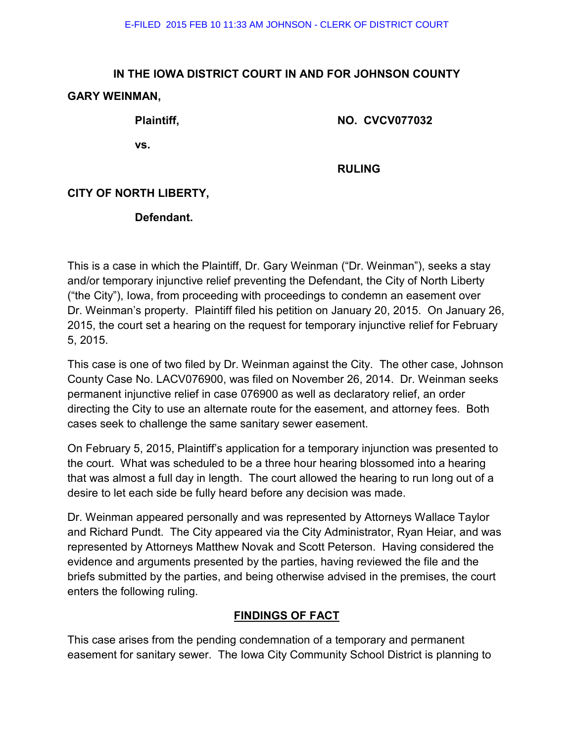E-FILED 2015 FEB 10 11:33 AM JOHNSON - CLERK OF DISTRICT COURT

**IN THE IOWA DISTRICT COURT IN AND FOR JOHNSON COUNTY**

**GARY WEINMAN,**

**Plaintiff,** **NO. CVCV077032**

**vs.**

**RULING**

**CITY OF NORTH LIBERTY,**

**Defendant.**

This is a case in which the Plaintiff, Dr. Gary Weinman ("Dr. Weinman"), seeks a stay and/or temporary injunctive relief preventing the Defendant, the City of North Liberty ("the City"), Iowa, from proceeding with proceedings to condemn an easement over Dr. Weinman's property. Plaintiff filed his petition on January 20, 2015. On January 26, 2015, the court set a hearing on the request for temporary injunctive relief for February 5, 2015.

This case is one of two filed by Dr. Weinman against the City. The other case, Johnson County Case No. LACV076900, was filed on November 26, 2014. Dr. Weinman seeks permanent injunctive relief in case 076900 as well as declaratory relief, an order directing the City to use an alternate route for the easement, and attorney fees. Both cases seek to challenge the same sanitary sewer easement.

On February 5, 2015, Plaintiff's application for a temporary injunction was presented to the court. What was scheduled to be a three hour hearing blossomed into a hearing that was almost a full day in length. The court allowed the hearing to run long out of a desire to let each side be fully heard before any decision was made.

Dr. Weinman appeared personally and was represented by Attorneys Wallace Taylor and Richard Pundt. The City appeared via the City Administrator, Ryan Heiar, and was represented by Attorneys Matthew Novak and Scott Peterson. Having considered the evidence and arguments presented by the parties, having reviewed the file and the briefs submitted by the parties, and being otherwise advised in the premises, the court enters the following ruling.

## FINDINGS OF FACT

This case arises from the pending condemnation of a temporary and permanent easement for sanitary sewer. The Iowa City Community School District is planning to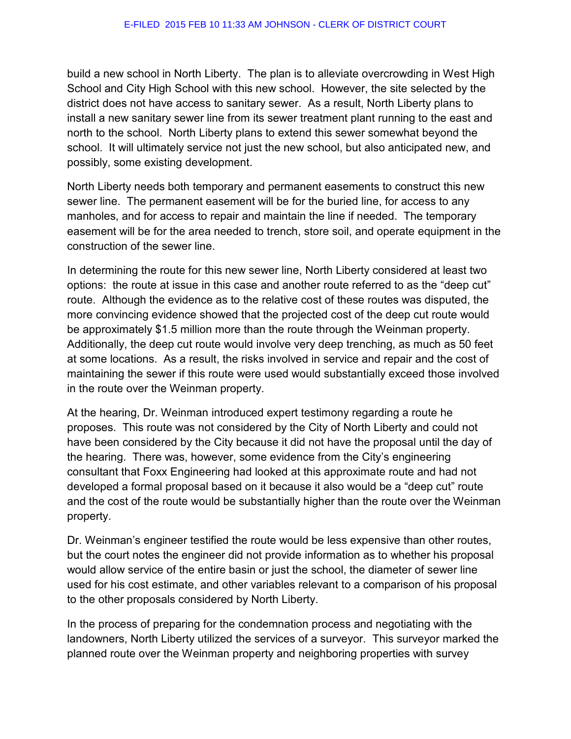build a new school in North Liberty. The plan is to alleviate overcrowding in West High School and City High School with this new school. However, the site selected by the district does not have access to sanitary sewer. As a result, North Liberty plans to install a new sanitary sewer line from its sewer treatment plant running to the east and north to the school. North Liberty plans to extend this sewer somewhat beyond the school. It will ultimately service not just the new school, but also anticipated new, and possibly, some existing development.

North Liberty needs both temporary and permanent easements to construct this new sewer line. The permanent easement will be for the buried line, for access to any manholes, and for access to repair and maintain the line if needed. The temporary easement will be for the area needed to trench, store soil, and operate equipment in the construction of the sewer line.

In determining the route for this new sewer line, North Liberty considered at least two options: the route at issue in this case and another route referred to as the "deep cut" route. Although the evidence as to the relative cost of these routes was disputed, the more convincing evidence showed that the projected cost of the deep cut route would be approximately $1.5 million more than the route through the Weinman property. Additionally, the deep cut route would involve very deep trenching, as much as 50 feet at some locations. As a result, the risks involved in service and repair and the cost of maintaining the sewer if this route were used would substantially exceed those involved in the route over the Weinman property.

At the hearing, Dr. Weinman introduced expert testimony regarding a route he proposes. This route was not considered by the City of North Liberty and could not have been considered by the City because it did not have the proposal until the day of the hearing. There was, however, some evidence from the City's engineering consultant that Foxx Engineering had looked at this approximate route and had not developed a formal proposal based on it because it also would be a "deep cut" route and the cost of the route would be substantially higher than the route over the Weinman property.

Dr. Weinman's engineer testified the route would be less expensive than other routes, but the court notes the engineer did not provide information as to whether his proposal would allow service of the entire basin or just the school, the diameter of sewer line used for his cost estimate, and other variables relevant to a comparison of his proposal to the other proposals considered by North Liberty.

In the process of preparing for the condemnation process and negotiating with the landowners, North Liberty utilized the services of a surveyor. This surveyor marked the planned route over the Weinman property and neighboring properties with survey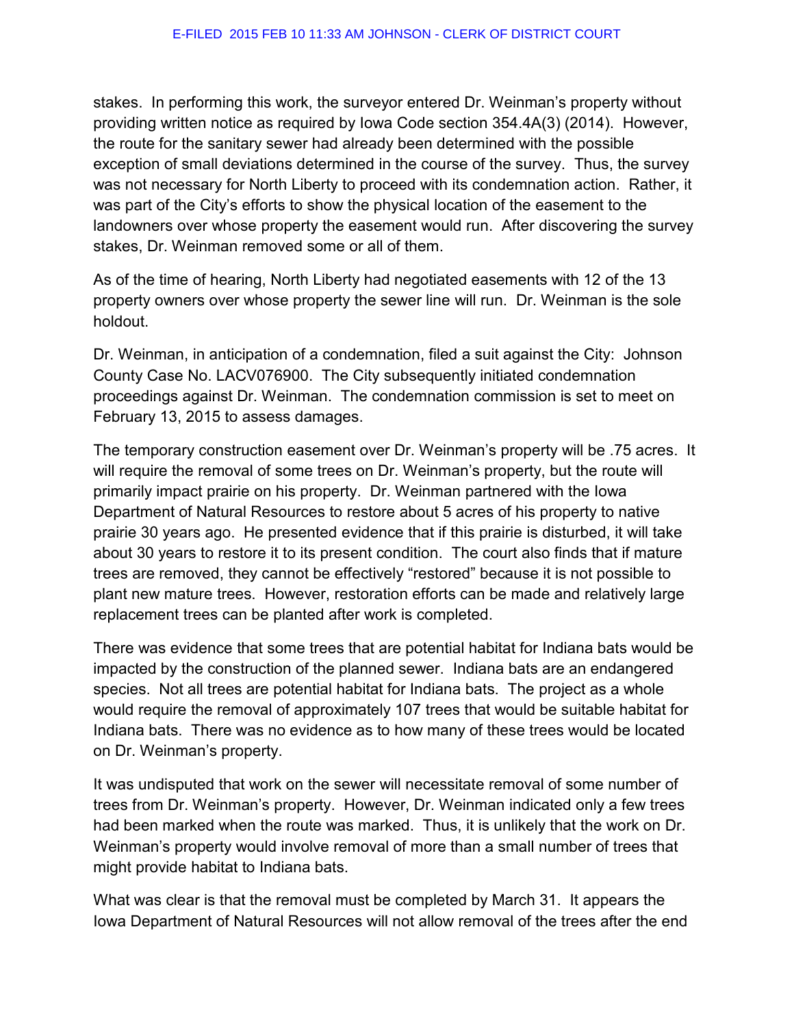stakes. In performing this work, the surveyor entered Dr. Weinman's property without providing written notice as required by Iowa Code section 354.4A(3) (2014). However, the route for the sanitary sewer had already been determined with the possible exception of small deviations determined in the course of the survey. Thus, the survey was not necessary for North Liberty to proceed with its condemnation action. Rather, it was part of the City's efforts to show the physical location of the easement to the landowners over whose property the easement would run. After discovering the survey stakes, Dr. Weinman removed some or all of them.

As of the time of hearing, North Liberty had negotiated easements with 12 of the 13 property owners over whose property the sewer line will run. Dr. Weinman is the sole holdout.

Dr. Weinman, in anticipation of a condemnation, filed a suit against the City: Johnson County Case No. LACV076900. The City subsequently initiated condemnation proceedings against Dr. Weinman. The condemnation commission is set to meet on February 13, 2015 to assess damages.

The temporary construction easement over Dr. Weinman's property will be .75 acres. It will require the removal of some trees on Dr. Weinman's property, but the route will primarily impact prairie on his property. Dr. Weinman partnered with the Iowa Department of Natural Resources to restore about 5 acres of his property to native prairie 30 years ago. He presented evidence that if this prairie is disturbed, it will take about 30 years to restore it to its present condition. The court also finds that if mature trees are removed, they cannot be effectively "restored" because it is not possible to plant new mature trees. However, restoration efforts can be made and relatively large replacement trees can be planted after work is completed.

There was evidence that some trees that are potential habitat for Indiana bats would be impacted by the construction of the planned sewer. Indiana bats are an endangered species. Not all trees are potential habitat for Indiana bats. The project as a whole would require the removal of approximately 107 trees that would be suitable habitat for Indiana bats. There was no evidence as to how many of these trees would be located on Dr. Weinman's property.

It was undisputed that work on the sewer will necessitate removal of some number of trees from Dr. Weinman's property. However, Dr. Weinman indicated only a few trees had been marked when the route was marked. Thus, it is unlikely that the work on Dr. Weinman's property would involve removal of more than a small number of trees that might provide habitat to Indiana bats.

What was clear is that the removal must be completed by March 31. It appears the Iowa Department of Natural Resources will not allow removal of the trees after the end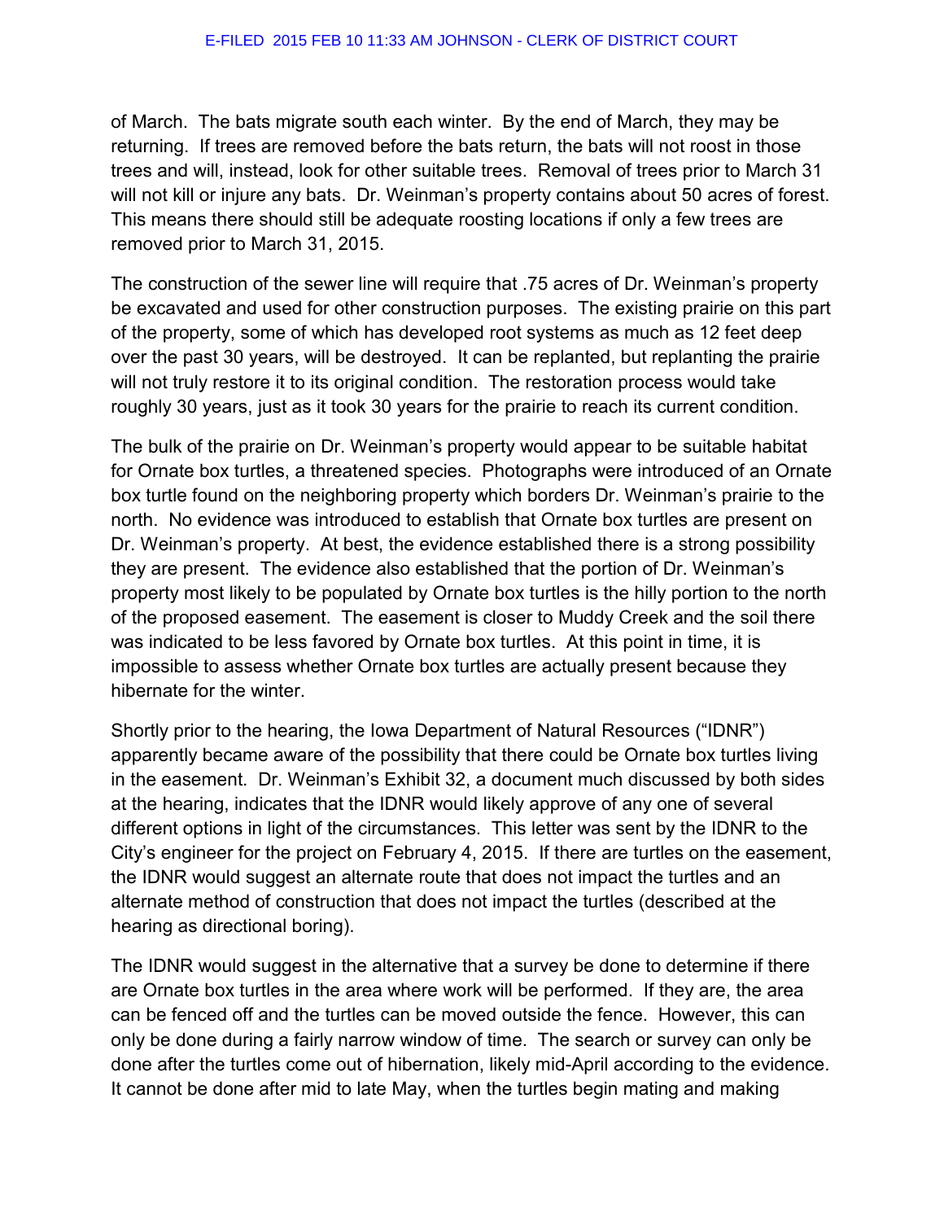of March. The bats migrate south each winter. By the end of March, they may be returning. If trees are removed before the bats return, the bats will not roost in those trees and will, instead, look for other suitable trees. Removal of trees prior to March 31 will not kill or injure any bats. Dr. Weinman's property contains about 50 acres of forest. This means there should still be adequate roosting locations if only a few trees are removed prior to March 31, 2015.

The construction of the sewer line will require that .75 acres of Dr. Weinman's property be excavated and used for other construction purposes. The existing prairie on this part of the property, some of which has developed root systems as much as 12 feet deep over the past 30 years, will be destroyed. It can be replanted, but replanting the prairie will not truly restore it to its original condition. The restoration process would take roughly 30 years, just as it took 30 years for the prairie to reach its current condition.

The bulk of the prairie on Dr. Weinman's property would appear to be suitable habitat for Ornate box turtles, a threatened species. Photographs were introduced of an Ornate box turtle found on the neighboring property which borders Dr. Weinman's prairie to the north. No evidence was introduced to establish that Ornate box turtles are present on Dr. Weinman's property. At best, the evidence established there is a strong possibility they are present. The evidence also established that the portion of Dr. Weinman's property most likely to be populated by Ornate box turtles is the hilly portion to the north of the proposed easement. The easement is closer to Muddy Creek and the soil there was indicated to be less favored by Ornate box turtles. At this point in time, it is impossible to assess whether Ornate box turtles are actually present because they hibernate for the winter.

Shortly prior to the hearing, the Iowa Department of Natural Resources ("IDNR") apparently became aware of the possibility that there could be Ornate box turtles living in the easement. Dr. Weinman's Exhibit 32, a document much discussed by both sides at the hearing, indicates that the IDNR would likely approve of any one of several different options in light of the circumstances. This letter was sent by the IDNR to the City's engineer for the project on February 4, 2015. If there are turtles on the easement, the IDNR would suggest an alternate route that does not impact the turtles and an alternate method of construction that does not impact the turtles (described at the hearing as directional boring).

The IDNR would suggest in the alternative that a survey be done to determine if there are Ornate box turtles in the area where work will be performed. If they are, the area can be fenced off and the turtles can be moved outside the fence. However, this can only be done during a fairly narrow window of time. The search or survey can only be done after the turtles come out of hibernation, likely mid-April according to the evidence. It cannot be done after mid to late May, when the turtles begin mating and making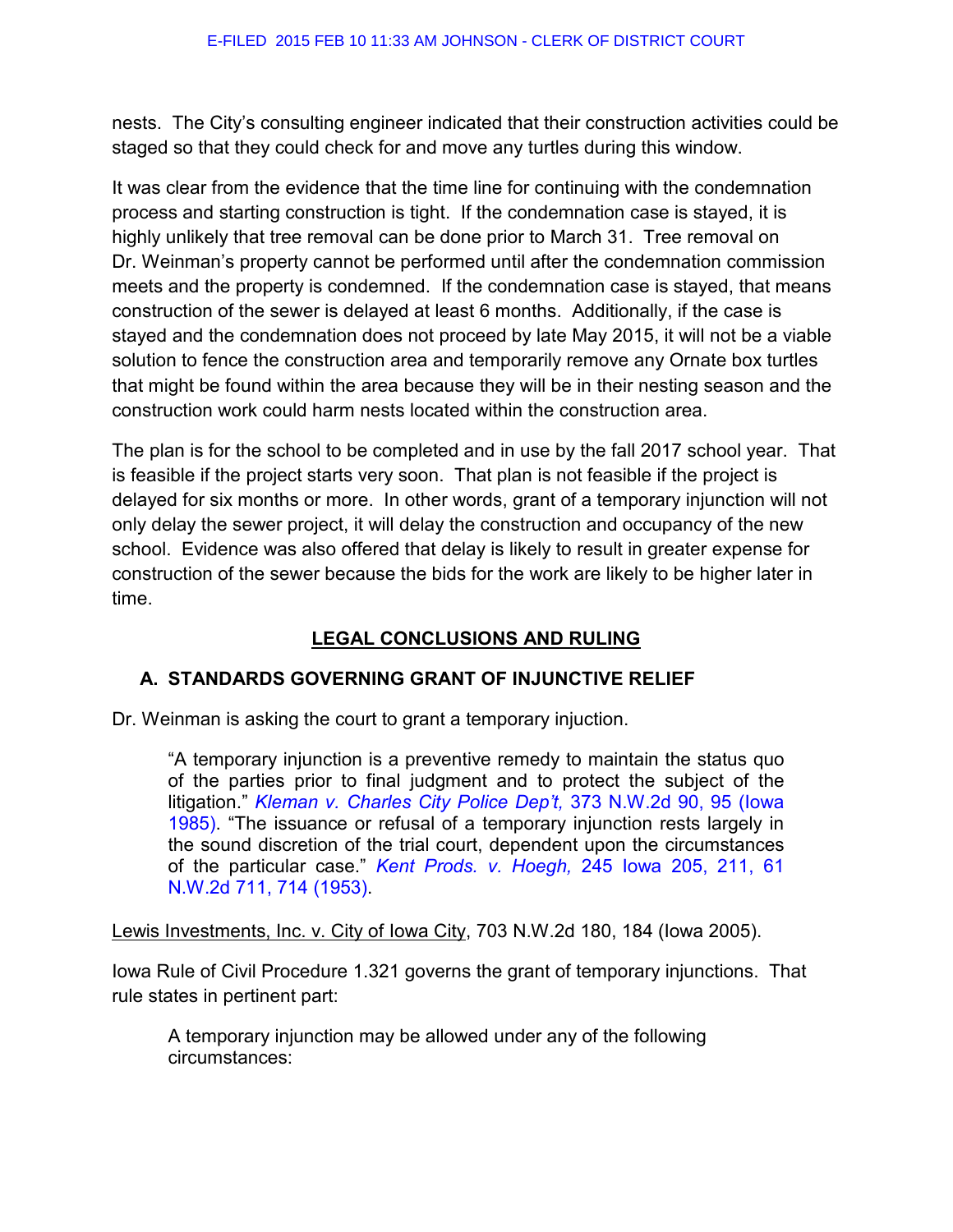nests. The City's consulting engineer indicated that their construction activities could be staged so that they could check for and move any turtles during this window.

It was clear from the evidence that the time line for continuing with the condemnation process and starting construction is tight. If the condemnation case is stayed, it is highly unlikely that tree removal can be done prior to March 31. Tree removal on Dr. Weinman's property cannot be performed until after the condemnation commission meets and the property is condemned. If the condemnation case is stayed, that means construction of the sewer is delayed at least 6 months. Additionally, if the case is stayed and the condemnation does not proceed by late May 2015, it will not be a viable solution to fence the construction area and temporarily remove any Ornate box turtles that might be found within the area because they will be in their nesting season and the construction work could harm nests located within the construction area.

The plan is for the school to be completed and in use by the fall 2017 school year. That is feasible if the project starts very soon. That plan is not feasible if the project is delayed for six months or more. In other words, grant of a temporary injunction will not only delay the sewer project, it will delay the construction and occupancy of the new school. Evidence was also offered that delay is likely to result in greater expense for construction of the sewer because the bids for the work are likely to be higher later in time.

## LEGAL CONCLUSIONS AND RULING

### A. STANDARDS GOVERNING GRANT OF INJUNCTIVE RELIEF

Dr. Weinman is asking the court to grant a temporary injuction.

> "A temporary injunction is a preventive remedy to maintain the status quo of the parties prior to final judgment and to protect the subject of the litigation." *Kleman v. Charles City Police Dep't,* 373 N.W.2d 90, 95 (Iowa 1985). "The issuance or refusal of a temporary injunction rests largely in the sound discretion of the trial court, dependent upon the circumstances of the particular case." *Kent Prods. v. Hoegh,* 245 Iowa 205, 211, 61 N.W.2d 711, 714 (1953).

Lewis Investments, Inc. v. City of Iowa City, 703 N.W.2d 180, 184 (Iowa 2005).

Iowa Rule of Civil Procedure 1.321 governs the grant of temporary injunctions. That rule states in pertinent part:

> A temporary injunction may be allowed under any of the following circumstances: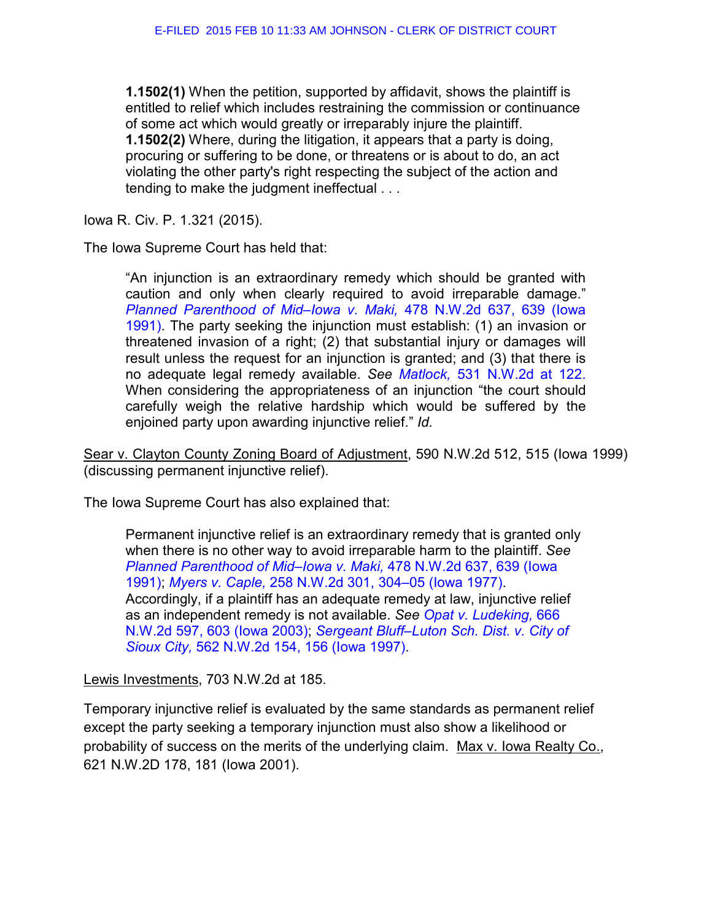> **1.1502(1)** When the petition, supported by affidavit, shows the plaintiff is entitled to relief which includes restraining the commission or continuance of some act which would greatly or irreparably injure the plaintiff.
> **1.1502(2)** Where, during the litigation, it appears that a party is doing, procuring or suffering to be done, or threatens or is about to do, an act violating the other party's right respecting the subject of the action and tending to make the judgment ineffectual . . .

Iowa R. Civ. P. 1.321 (2015).

The Iowa Supreme Court has held that:

> "An injunction is an extraordinary remedy which should be granted with caution and only when clearly required to avoid irreparable damage." *Planned Parenthood of Mid–Iowa v. Maki,* 478 N.W.2d 637, 639 (Iowa 1991). The party seeking the injunction must establish: (1) an invasion or threatened invasion of a right; (2) that substantial injury or damages will result unless the request for an injunction is granted; and (3) that there is no adequate legal remedy available. *See Matlock,* 531 N.W.2d at 122. When considering the appropriateness of an injunction "the court should carefully weigh the relative hardship which would be suffered by the enjoined party upon awarding injunctive relief." *Id.*

Sear v. Clayton County Zoning Board of Adjustment, 590 N.W.2d 512, 515 (Iowa 1999) (discussing permanent injunctive relief).

The Iowa Supreme Court has also explained that:

> Permanent injunctive relief is an extraordinary remedy that is granted only when there is no other way to avoid irreparable harm to the plaintiff. *See Planned Parenthood of Mid–Iowa v. Maki,* 478 N.W.2d 637, 639 (Iowa 1991); *Myers v. Caple,* 258 N.W.2d 301, 304–05 (Iowa 1977). Accordingly, if a plaintiff has an adequate remedy at law, injunctive relief as an independent remedy is not available. *See Opat v. Ludeking,* 666 N.W.2d 597, 603 (Iowa 2003); *Sergeant Bluff–Luton Sch. Dist. v. City of Sioux City,* 562 N.W.2d 154, 156 (Iowa 1997).

Lewis Investments, 703 N.W.2d at 185.

Temporary injunctive relief is evaluated by the same standards as permanent relief except the party seeking a temporary injunction must also show a likelihood or probability of success on the merits of the underlying claim. Max v. Iowa Realty Co., 621 N.W.2D 178, 181 (Iowa 2001).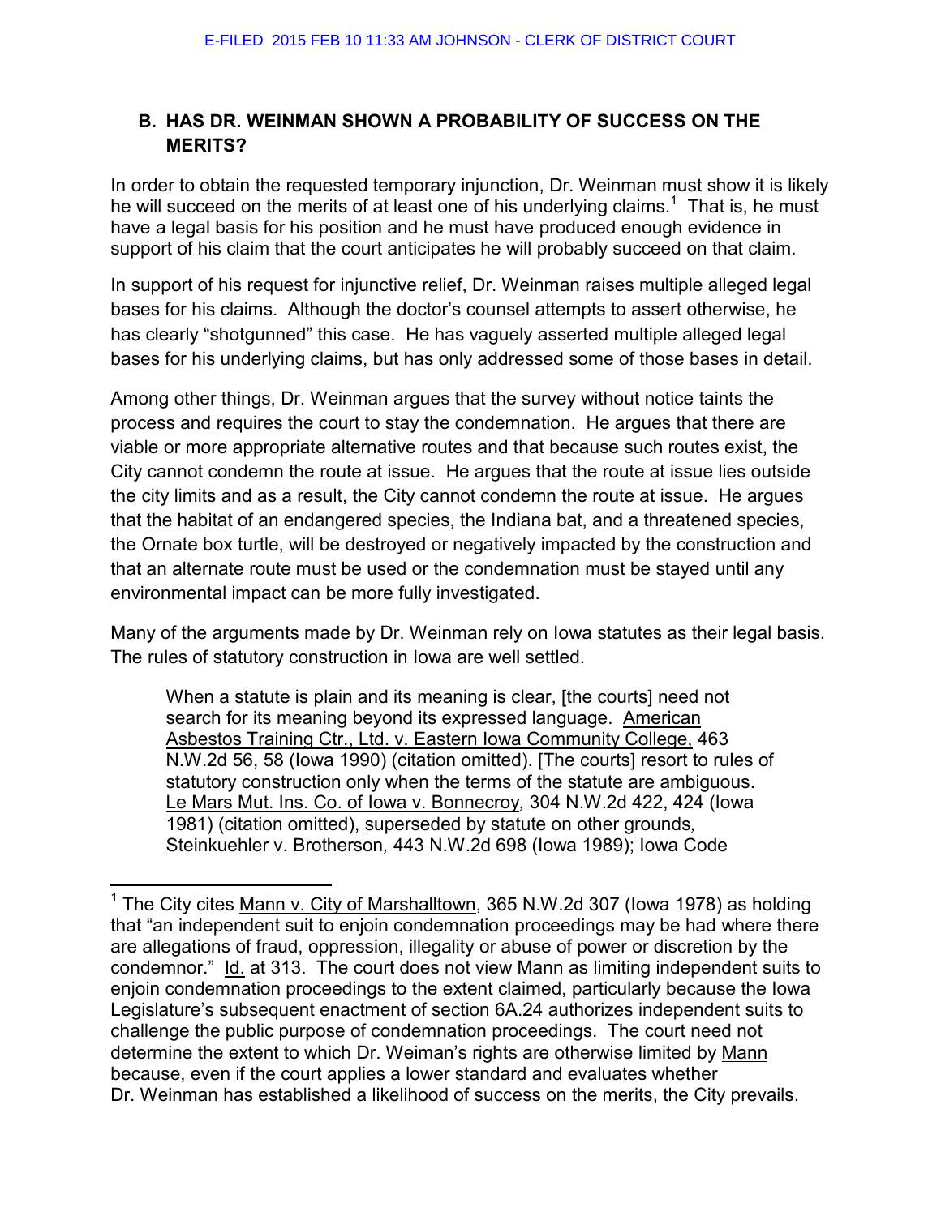## B. HAS DR. WEINMAN SHOWN A PROBABILITY OF SUCCESS ON THE MERITS?

In order to obtain the requested temporary injunction, Dr. Weinman must show it is likely he will succeed on the merits of at least one of his underlying claims.[1] That is, he must have a legal basis for his position and he must have produced enough evidence in support of his claim that the court anticipates he will probably succeed on that claim.

In support of his request for injunctive relief, Dr. Weinman raises multiple alleged legal bases for his claims. Although the doctor's counsel attempts to assert otherwise, he has clearly "shotgunned" this case. He has vaguely asserted multiple alleged legal bases for his underlying claims, but has only addressed some of those bases in detail.

Among other things, Dr. Weinman argues that the survey without notice taints the process and requires the court to stay the condemnation. He argues that there are viable or more appropriate alternative routes and that because such routes exist, the City cannot condemn the route at issue. He argues that the route at issue lies outside the city limits and as a result, the City cannot condemn the route at issue. He argues that the habitat of an endangered species, the Indiana bat, and a threatened species, the Ornate box turtle, will be destroyed or negatively impacted by the construction and that an alternate route must be used or the condemnation must be stayed until any environmental impact can be more fully investigated.

Many of the arguments made by Dr. Weinman rely on Iowa statutes as their legal basis. The rules of statutory construction in Iowa are well settled.

> When a statute is plain and its meaning is clear, [the courts] need not search for its meaning beyond its expressed language. American Asbestos Training Ctr., Ltd. v. Eastern Iowa Community College, 463 N.W.2d 56, 58 (Iowa 1990) (citation omitted). [The courts] resort to rules of statutory construction only when the terms of the statute are ambiguous. Le Mars Mut. Ins. Co. of Iowa v. Bonnecroy, 304 N.W.2d 422, 424 (Iowa 1981) (citation omitted), superseded by statute on other grounds, Steinkuehler v. Brotherson, 443 N.W.2d 698 (Iowa 1989); Iowa Code

---

[1] The City cites Mann v. City of Marshalltown, 365 N.W.2d 307 (Iowa 1978) as holding that "an independent suit to enjoin condemnation proceedings may be had where there are allegations of fraud, oppression, illegality or abuse of power or discretion by the condemnor." Id. at 313. The court does not view Mann as limiting independent suits to enjoin condemnation proceedings to the extent claimed, particularly because the Iowa Legislature's subsequent enactment of section 6A.24 authorizes independent suits to challenge the public purpose of condemnation proceedings. The court need not determine the extent to which Dr. Weiman's rights are otherwise limited by Mann because, even if the court applies a lower standard and evaluates whether Dr. Weinman has established a likelihood of success on the merits, the City prevails.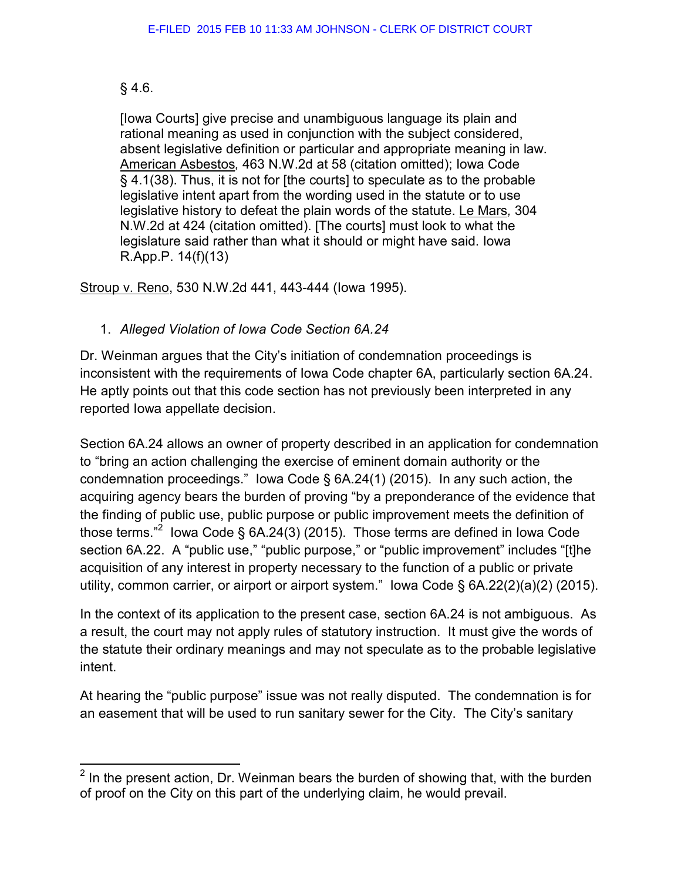§ 4.6.

> [Iowa Courts] give precise and unambiguous language its plain and rational meaning as used in conjunction with the subject considered, absent legislative definition or particular and appropriate meaning in law. American Asbestos, 463 N.W.2d at 58 (citation omitted); Iowa Code § 4.1(38). Thus, it is not for [the courts] to speculate as to the probable legislative intent apart from the wording used in the statute or to use legislative history to defeat the plain words of the statute. Le Mars, 304 N.W.2d at 424 (citation omitted). [The courts] must look to what the legislature said rather than what it should or might have said. Iowa R.App.P. 14(f)(13)

Stroup v. Reno, 530 N.W.2d 441, 443-444 (Iowa 1995).

1. *Alleged Violation of Iowa Code Section 6A.24*

Dr. Weinman argues that the City's initiation of condemnation proceedings is inconsistent with the requirements of Iowa Code chapter 6A, particularly section 6A.24. He aptly points out that this code section has not previously been interpreted in any reported Iowa appellate decision.

Section 6A.24 allows an owner of property described in an application for condemnation to "bring an action challenging the exercise of eminent domain authority or the condemnation proceedings." Iowa Code § 6A.24(1) (2015). In any such action, the acquiring agency bears the burden of proving "by a preponderance of the evidence that the finding of public use, public purpose or public improvement meets the definition of those terms."[2] Iowa Code § 6A.24(3) (2015). Those terms are defined in Iowa Code section 6A.22. A "public use," "public purpose," or "public improvement" includes "[t]he acquisition of any interest in property necessary to the function of a public or private utility, common carrier, or airport or airport system." Iowa Code § 6A.22(2)(a)(2) (2015).

In the context of its application to the present case, section 6A.24 is not ambiguous. As a result, the court may not apply rules of statutory instruction. It must give the words of the statute their ordinary meanings and may not speculate as to the probable legislative intent.

At hearing the "public purpose" issue was not really disputed. The condemnation is for an easement that will be used to run sanitary sewer for the City. The City's sanitary

[2] In the present action, Dr. Weinman bears the burden of showing that, with the burden of proof on the City on this part of the underlying claim, he would prevail.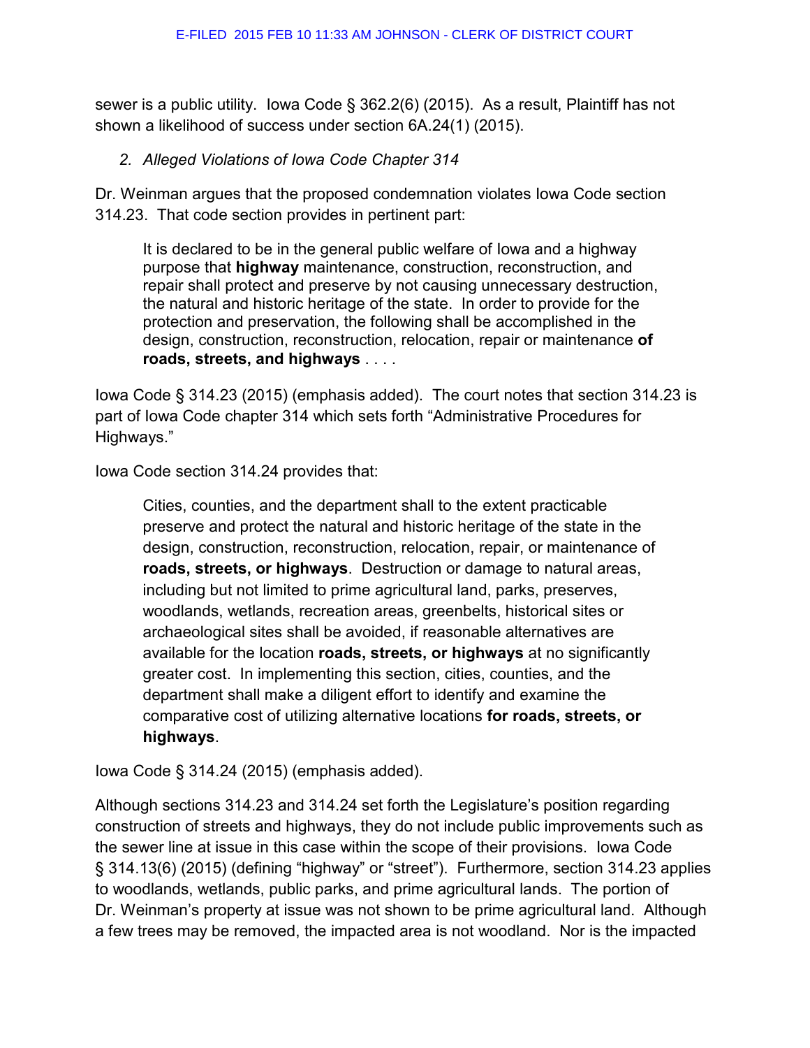sewer is a public utility. Iowa Code § 362.2(6) (2015). As a result, Plaintiff has not shown a likelihood of success under section 6A.24(1) (2015).

*2. Alleged Violations of Iowa Code Chapter 314*

Dr. Weinman argues that the proposed condemnation violates Iowa Code section 314.23. That code section provides in pertinent part:

> It is declared to be in the general public welfare of Iowa and a highway purpose that **highway** maintenance, construction, reconstruction, and repair shall protect and preserve by not causing unnecessary destruction, the natural and historic heritage of the state. In order to provide for the protection and preservation, the following shall be accomplished in the design, construction, reconstruction, relocation, repair or maintenance **of roads, streets, and highways** . . . .

Iowa Code § 314.23 (2015) (emphasis added). The court notes that section 314.23 is part of Iowa Code chapter 314 which sets forth "Administrative Procedures for Highways."

Iowa Code section 314.24 provides that:

> Cities, counties, and the department shall to the extent practicable preserve and protect the natural and historic heritage of the state in the design, construction, reconstruction, relocation, repair, or maintenance of **roads, streets, or highways**. Destruction or damage to natural areas, including but not limited to prime agricultural land, parks, preserves, woodlands, wetlands, recreation areas, greenbelts, historical sites or archaeological sites shall be avoided, if reasonable alternatives are available for the location **roads, streets, or highways** at no significantly greater cost. In implementing this section, cities, counties, and the department shall make a diligent effort to identify and examine the comparative cost of utilizing alternative locations **for roads, streets, or highways**.

Iowa Code § 314.24 (2015) (emphasis added).

Although sections 314.23 and 314.24 set forth the Legislature's position regarding construction of streets and highways, they do not include public improvements such as the sewer line at issue in this case within the scope of their provisions. Iowa Code § 314.13(6) (2015) (defining "highway" or "street"). Furthermore, section 314.23 applies to woodlands, wetlands, public parks, and prime agricultural lands. The portion of Dr. Weinman's property at issue was not shown to be prime agricultural land. Although a few trees may be removed, the impacted area is not woodland. Nor is the impacted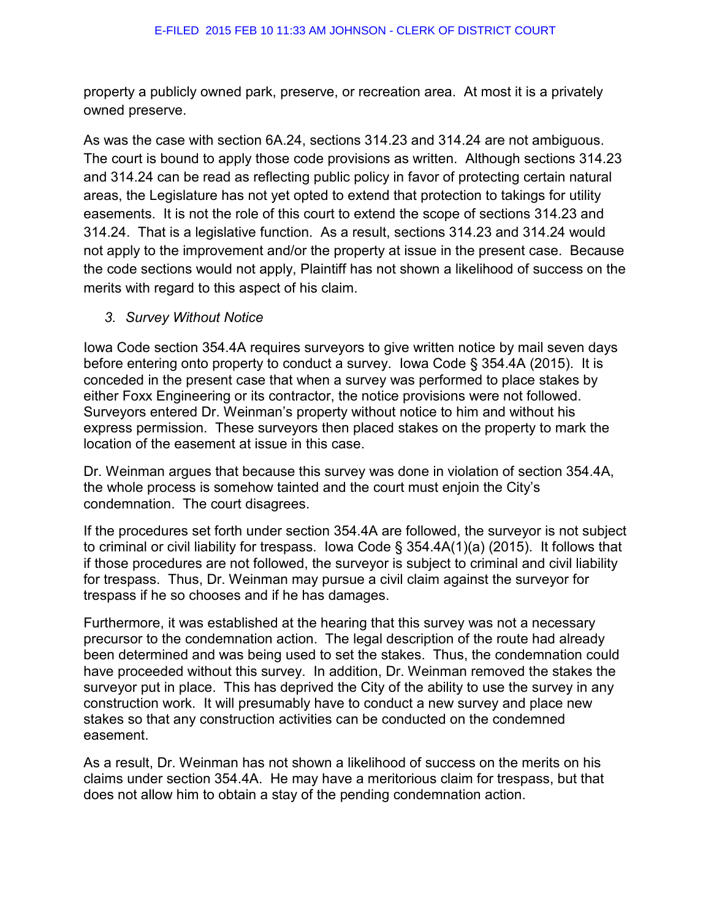property a publicly owned park, preserve, or recreation area. At most it is a privately owned preserve.

As was the case with section 6A.24, sections 314.23 and 314.24 are not ambiguous. The court is bound to apply those code provisions as written. Although sections 314.23 and 314.24 can be read as reflecting public policy in favor of protecting certain natural areas, the Legislature has not yet opted to extend that protection to takings for utility easements. It is not the role of this court to extend the scope of sections 314.23 and 314.24. That is a legislative function. As a result, sections 314.23 and 314.24 would not apply to the improvement and/or the property at issue in the present case. Because the code sections would not apply, Plaintiff has not shown a likelihood of success on the merits with regard to this aspect of his claim.

*3. Survey Without Notice*

Iowa Code section 354.4A requires surveyors to give written notice by mail seven days before entering onto property to conduct a survey. Iowa Code § 354.4A (2015). It is conceded in the present case that when a survey was performed to place stakes by either Foxx Engineering or its contractor, the notice provisions were not followed. Surveyors entered Dr. Weinman's property without notice to him and without his express permission. These surveyors then placed stakes on the property to mark the location of the easement at issue in this case.

Dr. Weinman argues that because this survey was done in violation of section 354.4A, the whole process is somehow tainted and the court must enjoin the City's condemnation. The court disagrees.

If the procedures set forth under section 354.4A are followed, the surveyor is not subject to criminal or civil liability for trespass. Iowa Code § 354.4A(1)(a) (2015). It follows that if those procedures are not followed, the surveyor is subject to criminal and civil liability for trespass. Thus, Dr. Weinman may pursue a civil claim against the surveyor for trespass if he so chooses and if he has damages.

Furthermore, it was established at the hearing that this survey was not a necessary precursor to the condemnation action. The legal description of the route had already been determined and was being used to set the stakes. Thus, the condemnation could have proceeded without this survey. In addition, Dr. Weinman removed the stakes the surveyor put in place. This has deprived the City of the ability to use the survey in any construction work. It will presumably have to conduct a new survey and place new stakes so that any construction activities can be conducted on the condemned easement.

As a result, Dr. Weinman has not shown a likelihood of success on the merits on his claims under section 354.4A. He may have a meritorious claim for trespass, but that does not allow him to obtain a stay of the pending condemnation action.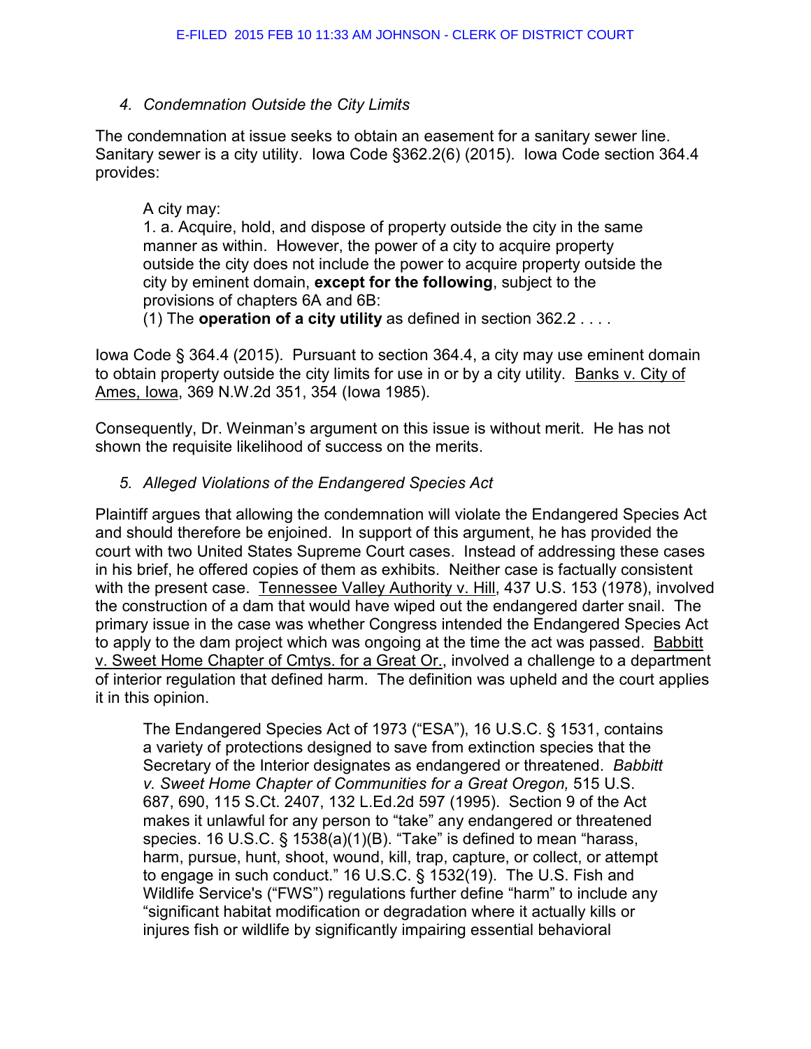### *4. Condemnation Outside the City Limits*

The condemnation at issue seeks to obtain an easement for a sanitary sewer line. Sanitary sewer is a city utility. Iowa Code §362.2(6) (2015). Iowa Code section 364.4 provides:

> A city may:
> 1. a. Acquire, hold, and dispose of property outside the city in the same manner as within. However, the power of a city to acquire property outside the city does not include the power to acquire property outside the city by eminent domain, **except for the following**, subject to the provisions of chapters 6A and 6B:
> (1) The **operation of a city utility** as defined in section 362.2 . . . .

Iowa Code § 364.4 (2015). Pursuant to section 364.4, a city may use eminent domain to obtain property outside the city limits for use in or by a city utility. Banks v. City of Ames, Iowa, 369 N.W.2d 351, 354 (Iowa 1985).

Consequently, Dr. Weinman's argument on this issue is without merit. He has not shown the requisite likelihood of success on the merits.

### *5. Alleged Violations of the Endangered Species Act*

Plaintiff argues that allowing the condemnation will violate the Endangered Species Act and should therefore be enjoined. In support of this argument, he has provided the court with two United States Supreme Court cases. Instead of addressing these cases in his brief, he offered copies of them as exhibits. Neither case is factually consistent with the present case. Tennessee Valley Authority v. Hill, 437 U.S. 153 (1978), involved the construction of a dam that would have wiped out the endangered darter snail. The primary issue in the case was whether Congress intended the Endangered Species Act to apply to the dam project which was ongoing at the time the act was passed. Babbitt v. Sweet Home Chapter of Cmtys. for a Great Or., involved a challenge to a department of interior regulation that defined harm. The definition was upheld and the court applies it in this opinion.

> The Endangered Species Act of 1973 ("ESA"), 16 U.S.C. § 1531, contains a variety of protections designed to save from extinction species that the Secretary of the Interior designates as endangered or threatened. *Babbitt v. Sweet Home Chapter of Communities for a Great Oregon,* 515 U.S. 687, 690, 115 S.Ct. 2407, 132 L.Ed.2d 597 (1995). Section 9 of the Act makes it unlawful for any person to "take" any endangered or threatened species. 16 U.S.C. § 1538(a)(1)(B). "Take" is defined to mean "harass, harm, pursue, hunt, shoot, wound, kill, trap, capture, or collect, or attempt to engage in such conduct." 16 U.S.C. § 1532(19). The U.S. Fish and Wildlife Service's ("FWS") regulations further define "harm" to include any "significant habitat modification or degradation where it actually kills or injures fish or wildlife by significantly impairing essential behavioral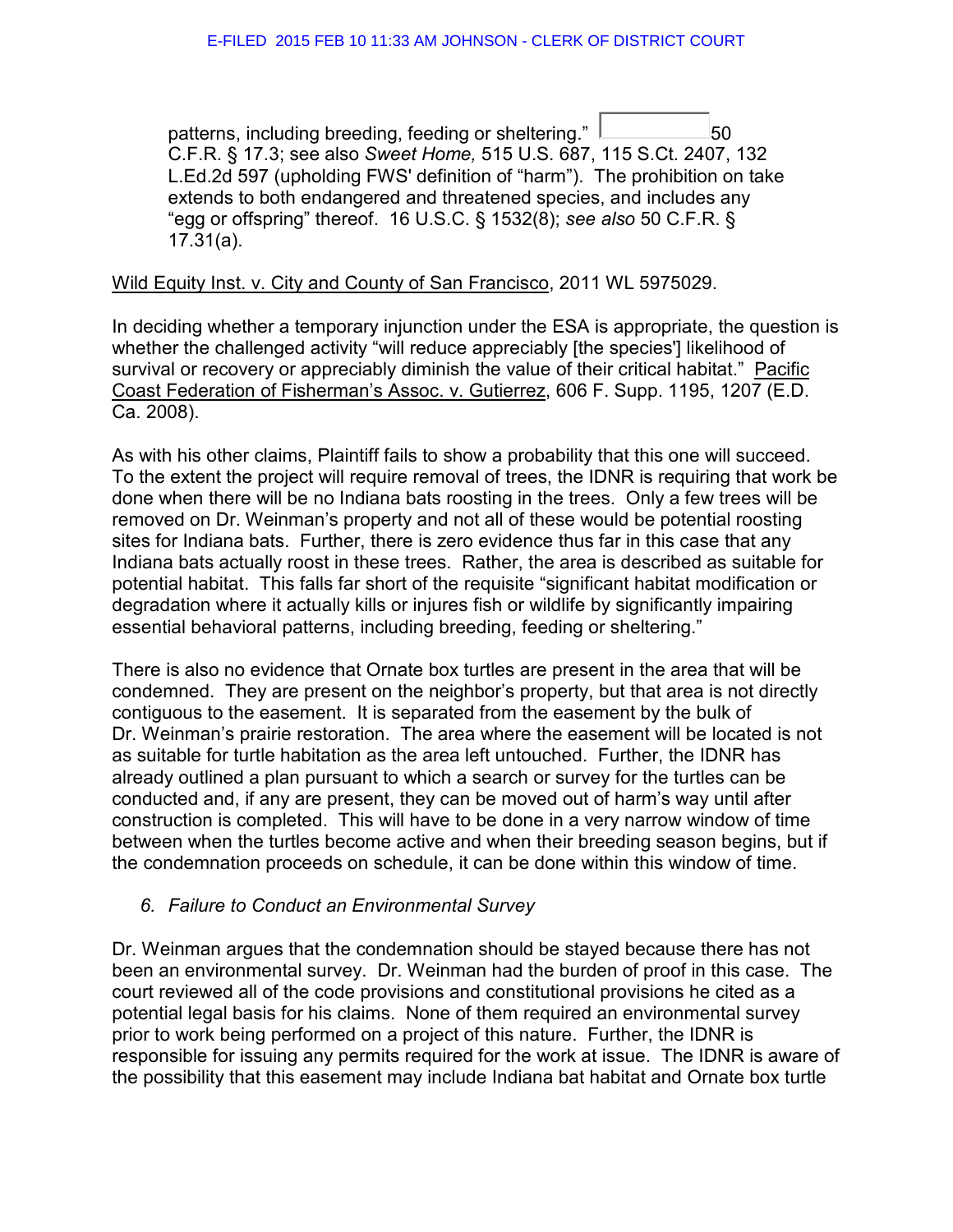patterns, including breeding, feeding or sheltering." 50 C.F.R. § 17.3; see also *Sweet Home,* 515 U.S. 687, 115 S.Ct. 2407, 132 L.Ed.2d 597 (upholding FWS' definition of "harm"). The prohibition on take extends to both endangered and threatened species, and includes any "egg or offspring" thereof. 16 U.S.C. § 1532(8); *see also* 50 C.F.R. § 17.31(a).

Wild Equity Inst. v. City and County of San Francisco, 2011 WL 5975029.

In deciding whether a temporary injunction under the ESA is appropriate, the question is whether the challenged activity "will reduce appreciably [the species'] likelihood of survival or recovery or appreciably diminish the value of their critical habitat." Pacific Coast Federation of Fisherman's Assoc. v. Gutierrez, 606 F. Supp. 1195, 1207 (E.D. Ca. 2008).

As with his other claims, Plaintiff fails to show a probability that this one will succeed. To the extent the project will require removal of trees, the IDNR is requiring that work be done when there will be no Indiana bats roosting in the trees. Only a few trees will be removed on Dr. Weinman's property and not all of these would be potential roosting sites for Indiana bats. Further, there is zero evidence thus far in this case that any Indiana bats actually roost in these trees. Rather, the area is described as suitable for potential habitat. This falls far short of the requisite "significant habitat modification or degradation where it actually kills or injures fish or wildlife by significantly impairing essential behavioral patterns, including breeding, feeding or sheltering."

There is also no evidence that Ornate box turtles are present in the area that will be condemned. They are present on the neighbor's property, but that area is not directly contiguous to the easement. It is separated from the easement by the bulk of Dr. Weinman's prairie restoration. The area where the easement will be located is not as suitable for turtle habitation as the area left untouched. Further, the IDNR has already outlined a plan pursuant to which a search or survey for the turtles can be conducted and, if any are present, they can be moved out of harm's way until after construction is completed. This will have to be done in a very narrow window of time between when the turtles become active and when their breeding season begins, but if the condemnation proceeds on schedule, it can be done within this window of time.

*6. Failure to Conduct an Environmental Survey*

Dr. Weinman argues that the condemnation should be stayed because there has not been an environmental survey. Dr. Weinman had the burden of proof in this case. The court reviewed all of the code provisions and constitutional provisions he cited as a potential legal basis for his claims. None of them required an environmental survey prior to work being performed on a project of this nature. Further, the IDNR is responsible for issuing any permits required for the work at issue. The IDNR is aware of the possibility that this easement may include Indiana bat habitat and Ornate box turtle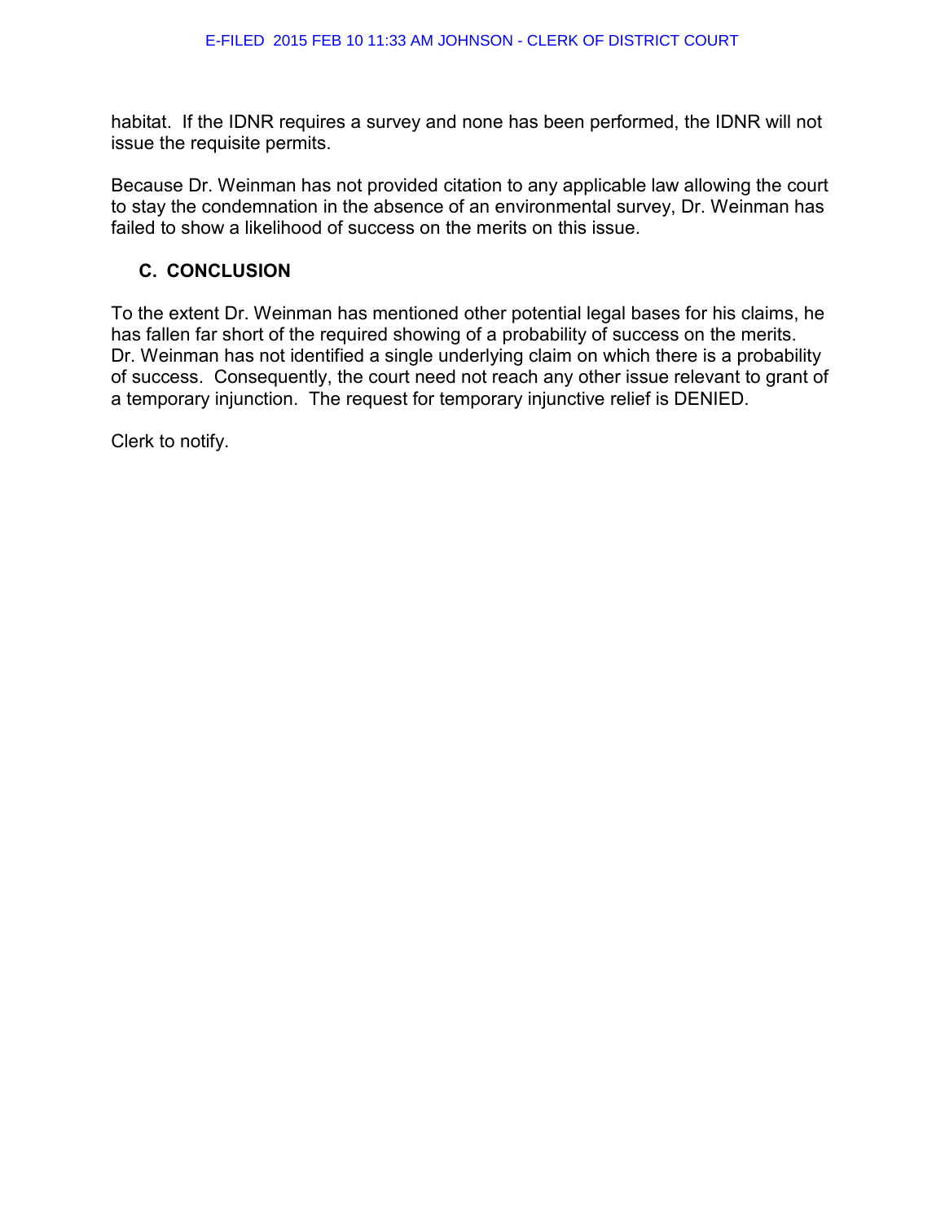habitat. If the IDNR requires a survey and none has been performed, the IDNR will not issue the requisite permits.

Because Dr. Weinman has not provided citation to any applicable law allowing the court to stay the condemnation in the absence of an environmental survey, Dr. Weinman has failed to show a likelihood of success on the merits on this issue.

### C. CONCLUSION

To the extent Dr. Weinman has mentioned other potential legal bases for his claims, he has fallen far short of the required showing of a probability of success on the merits. Dr. Weinman has not identified a single underlying claim on which there is a probability of success. Consequently, the court need not reach any other issue relevant to grant of a temporary injunction. The request for temporary injunctive relief is DENIED.

Clerk to notify.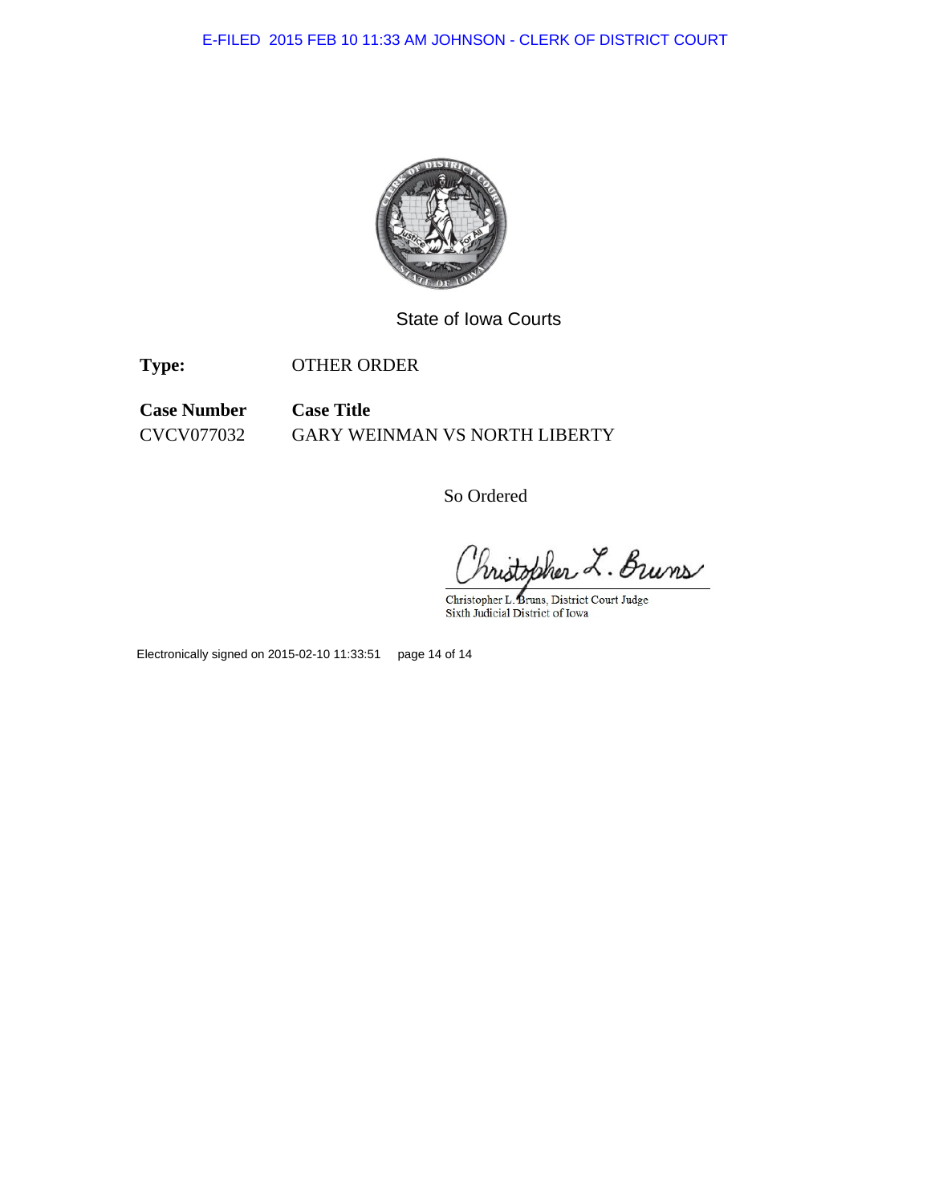State of Iowa Courts

**Type:** OTHER ORDER

| **Case Number** | **Case Title** |
|---|---|
| CVCV077032 | GARY WEINMAN VS NORTH LIBERTY |

So Ordered

Christopher L. Bruns, District Court Judge
Sixth Judicial District of Iowa

Electronically signed on 2015-02-10 11:33:51